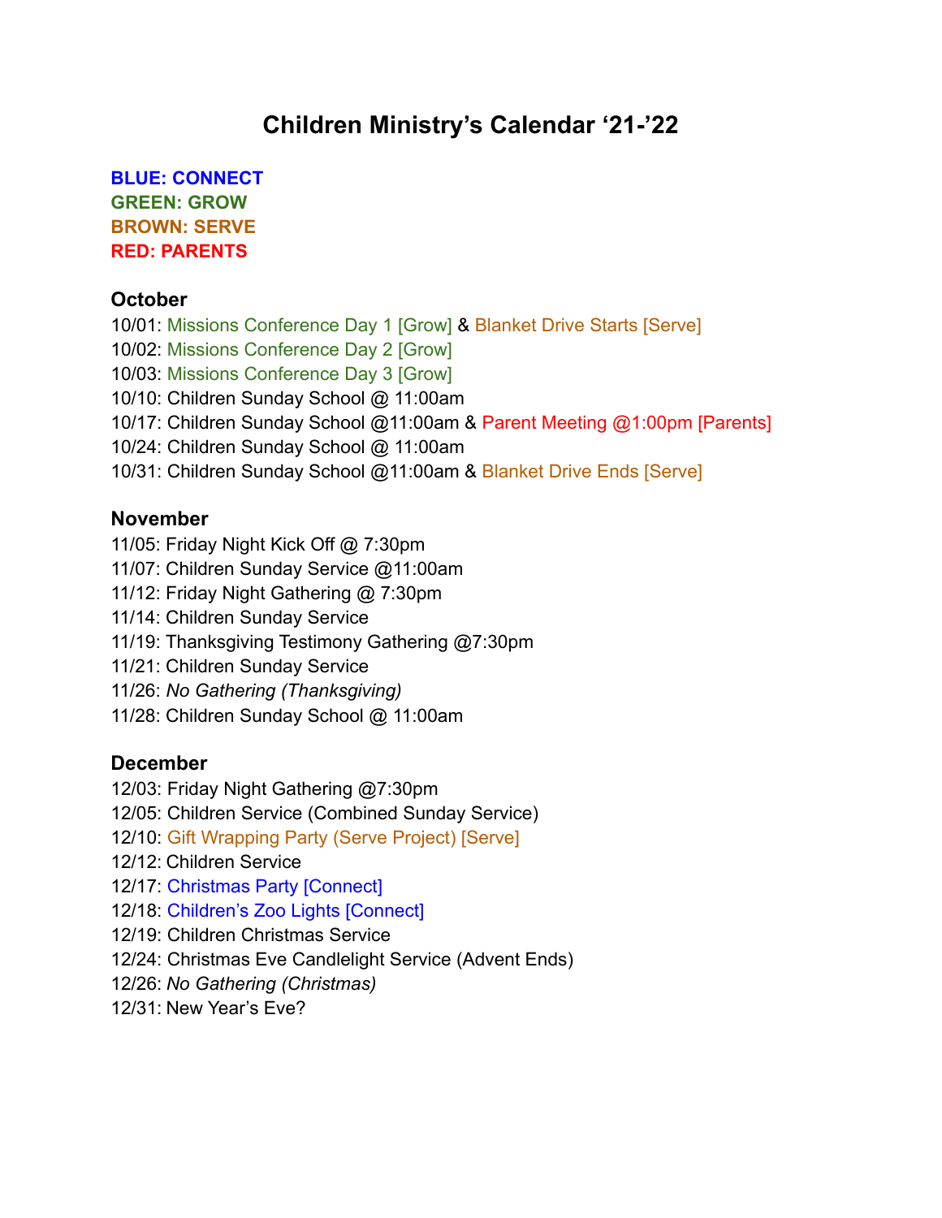# Children Ministry's Calendar '21-'22

**BLUE: CONNECT**
**GREEN: GROW**
**BROWN: SERVE**
**RED: PARENTS**

### October

10/01: Missions Conference Day 1 [Grow] & Blanket Drive Starts [Serve]
10/02: Missions Conference Day 2 [Grow]
10/03: Missions Conference Day 3 [Grow]
10/10: Children Sunday School @ 11:00am
10/17: Children Sunday School @11:00am & Parent Meeting @1:00pm [Parents]
10/24: Children Sunday School @ 11:00am
10/31: Children Sunday School @11:00am & Blanket Drive Ends [Serve]

### November

11/05: Friday Night Kick Off @ 7:30pm
11/07: Children Sunday Service @11:00am
11/12: Friday Night Gathering @ 7:30pm
11/14: Children Sunday Service
11/19: Thanksgiving Testimony Gathering @7:30pm
11/21: Children Sunday Service
11/26: *No Gathering (Thanksgiving)*
11/28: Children Sunday School @ 11:00am

### December

12/03: Friday Night Gathering @7:30pm
12/05: Children Service (Combined Sunday Service)
12/10: Gift Wrapping Party (Serve Project) [Serve]
12/12: Children Service
12/17: Christmas Party [Connect]
12/18: Children's Zoo Lights [Connect]
12/19: Children Christmas Service
12/24: Christmas Eve Candlelight Service (Advent Ends)
12/26: *No Gathering (Christmas)*
12/31: New Year's Eve?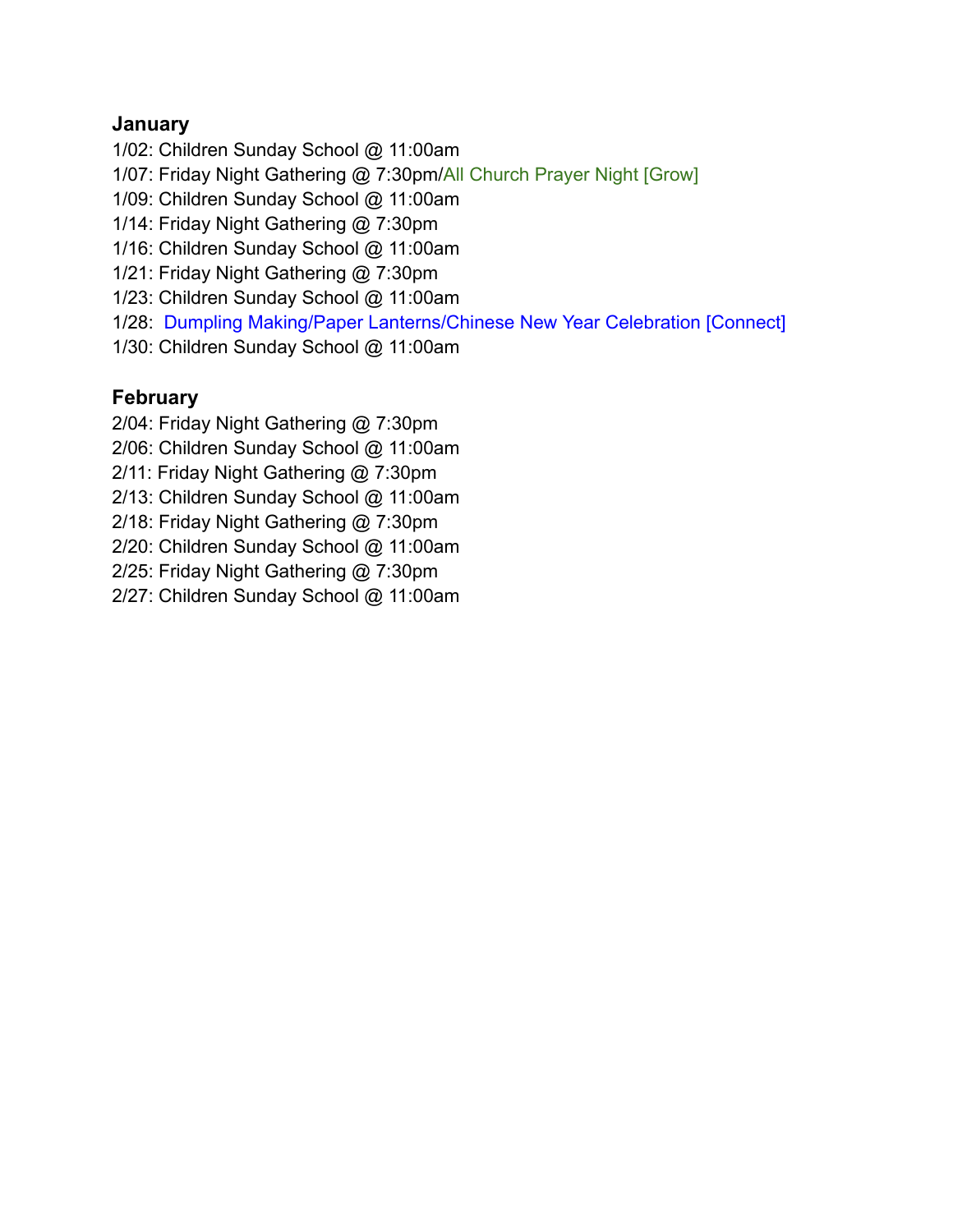**January**

1/02: Children Sunday School @ 11:00am
1/07: Friday Night Gathering @ 7:30pm/All Church Prayer Night [Grow]
1/09: Children Sunday School @ 11:00am
1/14: Friday Night Gathering @ 7:30pm
1/16: Children Sunday School @ 11:00am
1/21: Friday Night Gathering @ 7:30pm
1/23: Children Sunday School @ 11:00am
1/28: Dumpling Making/Paper Lanterns/Chinese New Year Celebration [Connect]
1/30: Children Sunday School @ 11:00am

**February**

2/04: Friday Night Gathering @ 7:30pm
2/06: Children Sunday School @ 11:00am
2/11: Friday Night Gathering @ 7:30pm
2/13: Children Sunday School @ 11:00am
2/18: Friday Night Gathering @ 7:30pm
2/20: Children Sunday School @ 11:00am
2/25: Friday Night Gathering @ 7:30pm
2/27: Children Sunday School @ 11:00am